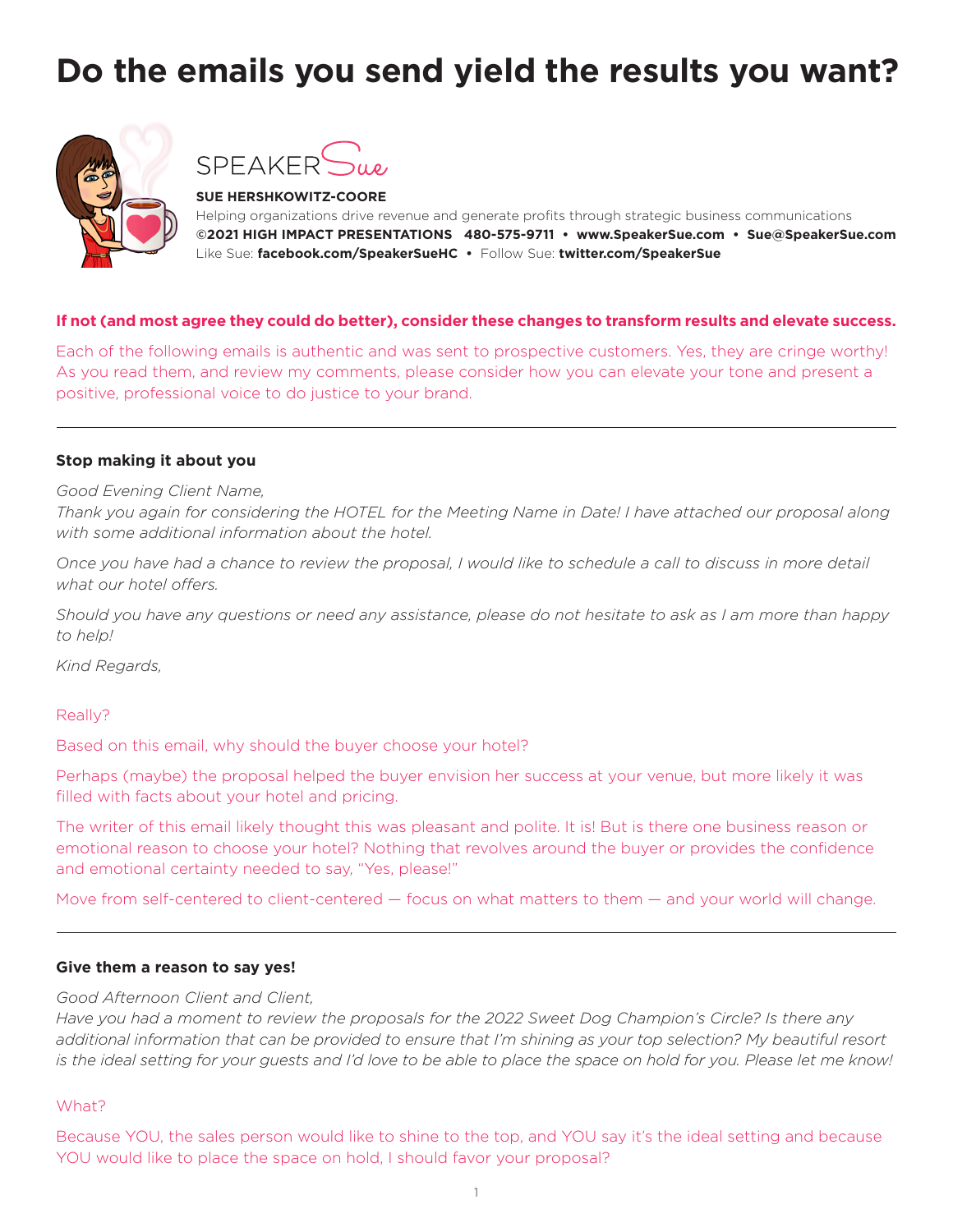# Do the emails you send yield the results you want?

SPEAKER Sue

**SUE HERSHKOWITZ-COORE**
Helping organizations drive revenue and generate profits through strategic business communications
**©2021 HIGH IMPACT PRESENTATIONS 480-575-9711 • www.SpeakerSue.com • Sue@SpeakerSue.com**
Like Sue: **facebook.com/SpeakerSueHC** • Follow Sue: **twitter.com/SpeakerSue**

**If not (and most agree they could do better), consider these changes to transform results and elevate success.**

Each of the following emails is authentic and was sent to prospective customers. Yes, they are cringe worthy! As you read them, and review my comments, please consider how you can elevate your tone and present a positive, professional voice to do justice to your brand.

---

### Stop making it about you

*Good Evening Client Name,*
*Thank you again for considering the HOTEL for the Meeting Name in Date! I have attached our proposal along with some additional information about the hotel.*

*Once you have had a chance to review the proposal, I would like to schedule a call to discuss in more detail what our hotel offers.*

*Should you have any questions or need any assistance, please do not hesitate to ask as I am more than happy to help!*

*Kind Regards,*

Really?

Based on this email, why should the buyer choose your hotel?

Perhaps (maybe) the proposal helped the buyer envision her success at your venue, but more likely it was filled with facts about your hotel and pricing.

The writer of this email likely thought this was pleasant and polite. It is! But is there one business reason or emotional reason to choose your hotel? Nothing that revolves around the buyer or provides the confidence and emotional certainty needed to say, "Yes, please!"

Move from self-centered to client-centered — focus on what matters to them — and your world will change.

---

### Give them a reason to say yes!

*Good Afternoon Client and Client,*
*Have you had a moment to review the proposals for the 2022 Sweet Dog Champion's Circle? Is there any additional information that can be provided to ensure that I'm shining as your top selection? My beautiful resort is the ideal setting for your guests and I'd love to be able to place the space on hold for you. Please let me know!*

What?

Because YOU, the sales person would like to shine to the top, and YOU say it's the ideal setting and because YOU would like to place the space on hold, I should favor your proposal?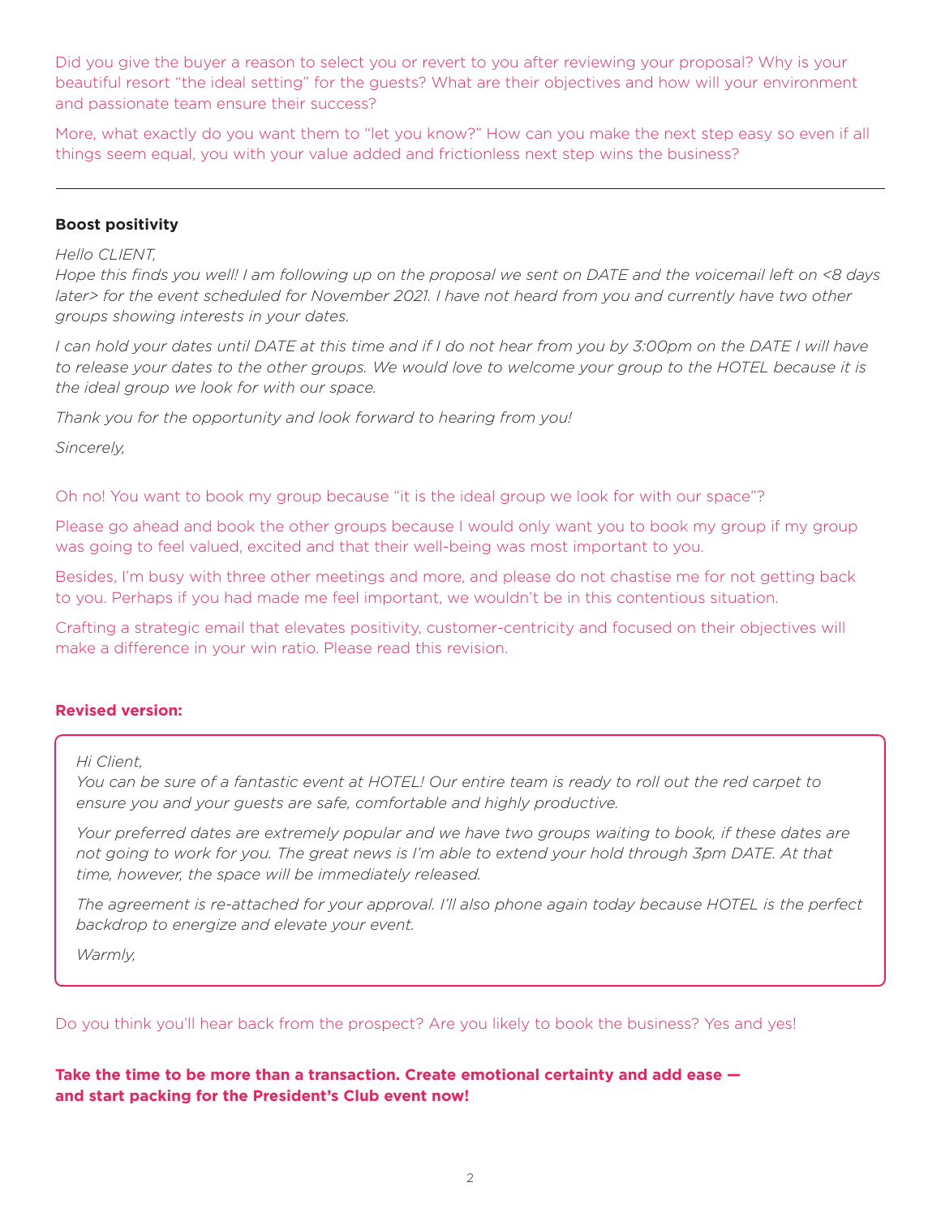Did you give the buyer a reason to select you or revert to you after reviewing your proposal? Why is your beautiful resort "the ideal setting" for the guests? What are their objectives and how will your environment and passionate team ensure their success?

More, what exactly do you want them to "let you know?" How can you make the next step easy so even if all things seem equal, you with your value added and frictionless next step wins the business?

---

**Boost positivity**

*Hello CLIENT,*
*Hope this finds you well! I am following up on the proposal we sent on DATE and the voicemail left on <8 days later> for the event scheduled for November 2021. I have not heard from you and currently have two other groups showing interests in your dates.*

*I can hold your dates until DATE at this time and if I do not hear from you by 3:00pm on the DATE I will have to release your dates to the other groups. We would love to welcome your group to the HOTEL because it is the ideal group we look for with our space.*

*Thank you for the opportunity and look forward to hearing from you!*

*Sincerely,*

Oh no! You want to book my group because "it is the ideal group we look for with our space"?

Please go ahead and book the other groups because I would only want you to book my group if my group was going to feel valued, excited and that their well-being was most important to you.

Besides, I'm busy with three other meetings and more, and please do not chastise me for not getting back to you. Perhaps if you had made me feel important, we wouldn't be in this contentious situation.

Crafting a strategic email that elevates positivity, customer-centricity and focused on their objectives will make a difference in your win ratio. Please read this revision.

**Revised version:**

*Hi Client,*
*You can be sure of a fantastic event at HOTEL! Our entire team is ready to roll out the red carpet to ensure you and your guests are safe, comfortable and highly productive.*

*Your preferred dates are extremely popular and we have two groups waiting to book, if these dates are not going to work for you. The great news is I'm able to extend your hold through 3pm DATE. At that time, however, the space will be immediately released.*

*The agreement is re-attached for your approval. I'll also phone again today because HOTEL is the perfect backdrop to energize and elevate your event.*

*Warmly,*

Do you think you'll hear back from the prospect? Are you likely to book the business? Yes and yes!

**Take the time to be more than a transaction. Create emotional certainty and add ease — and start packing for the President's Club event now!**